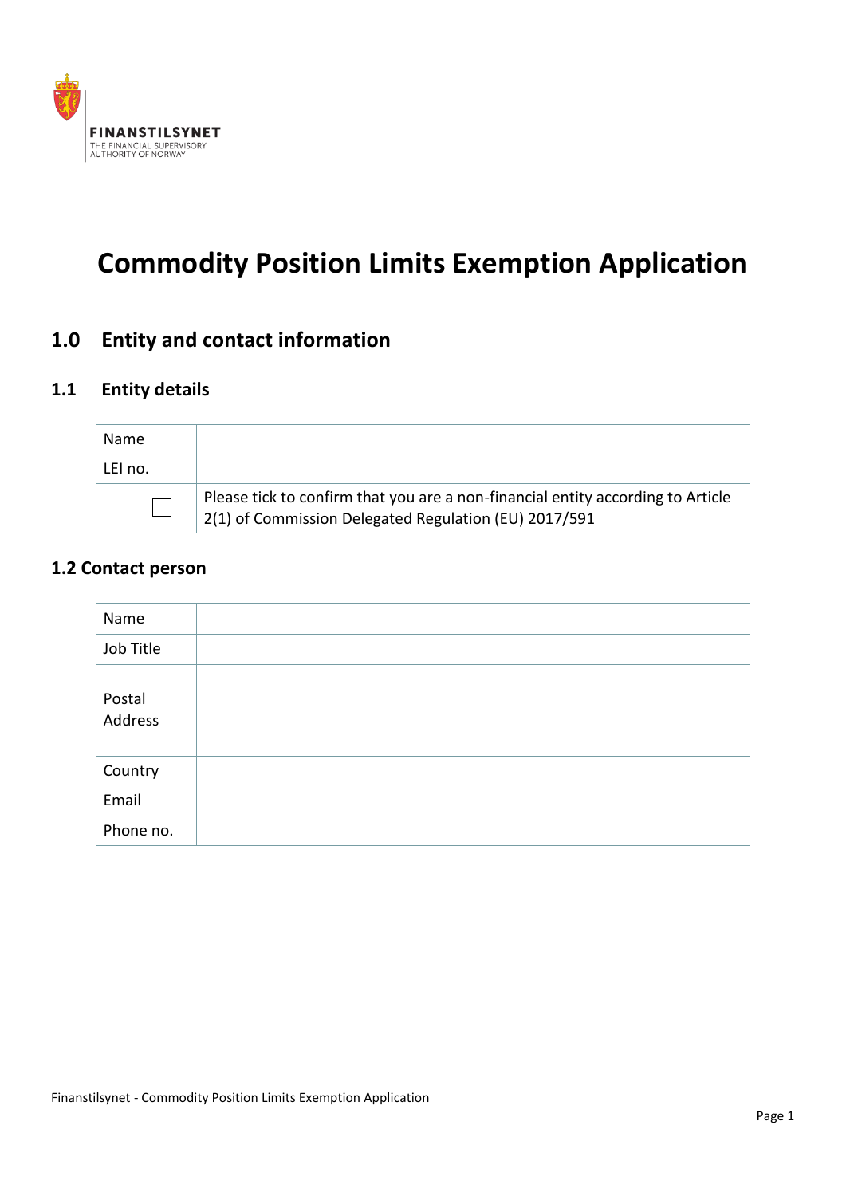FINANSTILSYNET
THE FINANCIAL SUPERVISORY AUTHORITY OF NORWAY

# Commodity Position Limits Exemption Application

## 1.0 Entity and contact information

### 1.1 Entity details

| Name | |
|---|---|
| LEI no. | |
| ☐ | Please tick to confirm that you are a non-financial entity according to Article 2(1) of Commission Delegated Regulation (EU) 2017/591 |

### 1.2 Contact person

| Name | |
|---|---|
| Job Title | |
| Postal Address | |
| Country | |
| Email | |
| Phone no. | |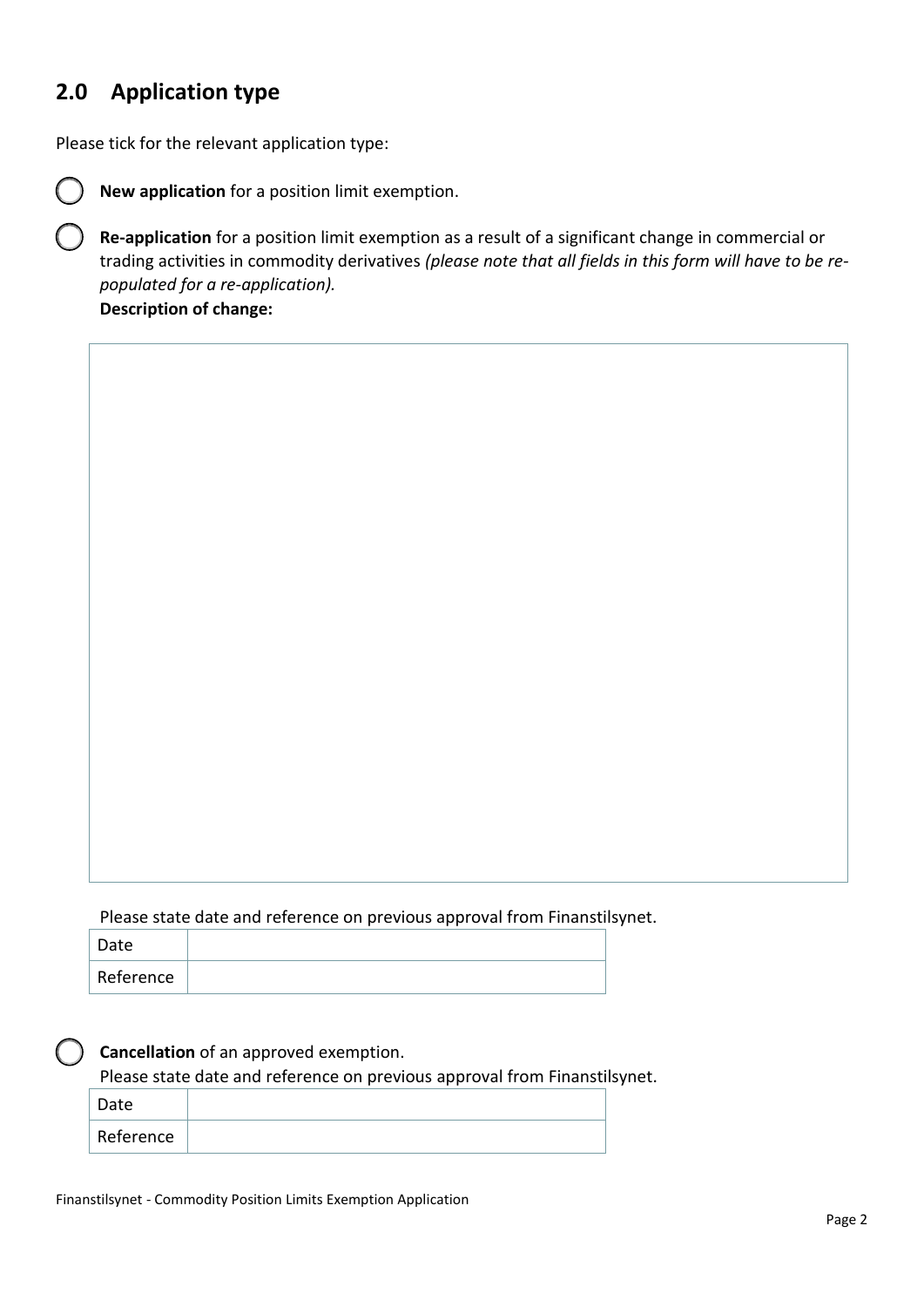## 2.0 Application type

Please tick for the relevant application type:

- ◯ **New application** for a position limit exemption.

- ◯ **Re-application** for a position limit exemption as a result of a significant change in commercial or trading activities in commodity derivatives *(please note that all fields in this form will have to be re-populated for a re-application).*

  **Description of change:**

  | |
  |---|
  | |

  Please state date and reference on previous approval from Finanstilsynet.

  | Date | |
  |---|---|
  | Reference | |

- ◯ **Cancellation** of an approved exemption.

  Please state date and reference on previous approval from Finanstilsynet.

  | Date | |
  |---|---|
  | Reference | |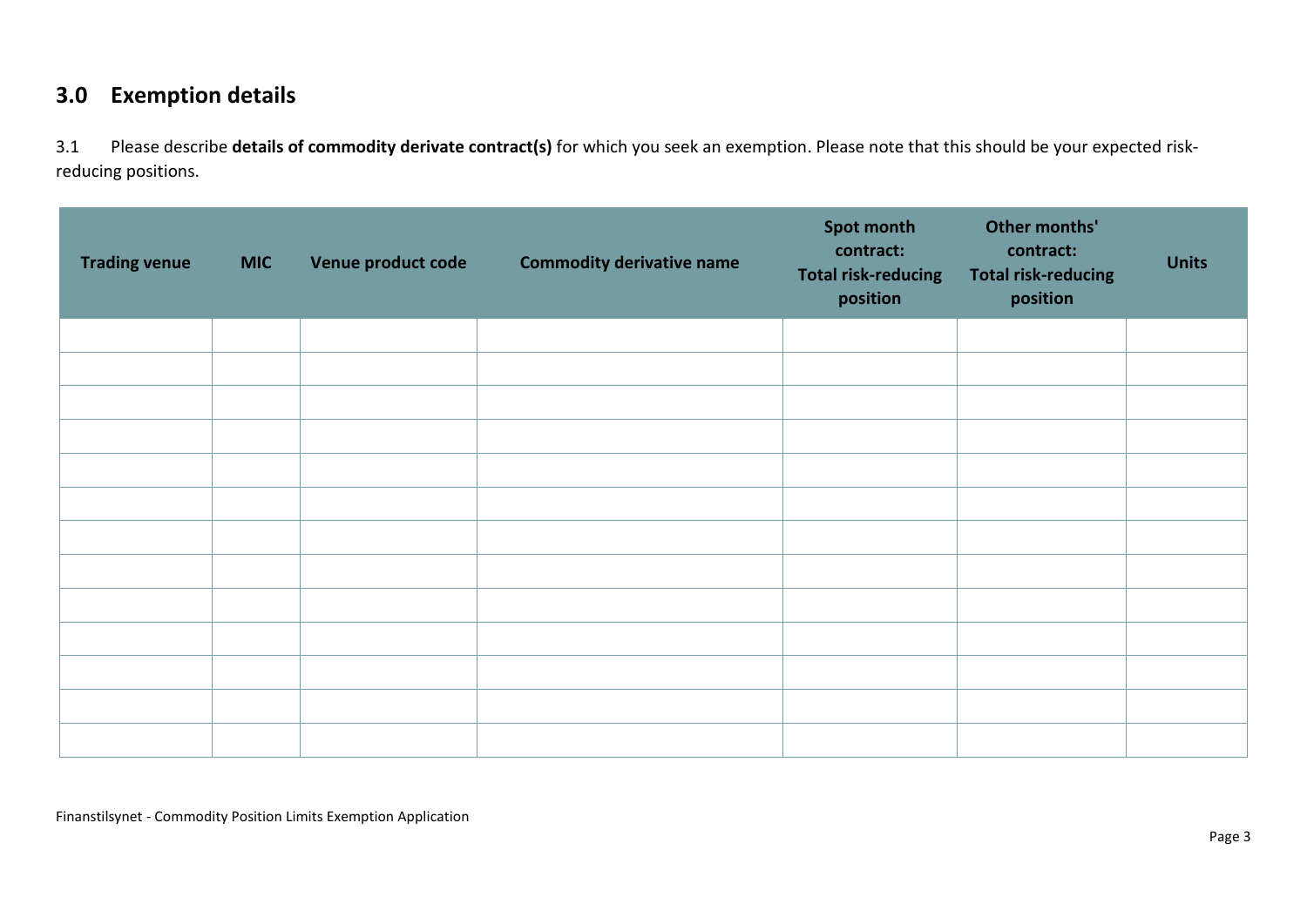## 3.0 Exemption details

3.1 Please describe **details of commodity derivate contract(s)** for which you seek an exemption. Please note that this should be your expected risk-reducing positions.

| Trading venue | MIC | Venue product code | Commodity derivative name | Spot month contract: Total risk-reducing position | Other months' contract: Total risk-reducing position | Units |
|---|---|---|---|---|---|---|
| | | | | | | |
| | | | | | | |
| | | | | | | |
| | | | | | | |
| | | | | | | |
| | | | | | | |
| | | | | | | |
| | | | | | | |
| | | | | | | |
| | | | | | | |
| | | | | | | |
| | | | | | | |
| | | | | | | |

Finanstilsynet - Commodity Position Limits Exemption Application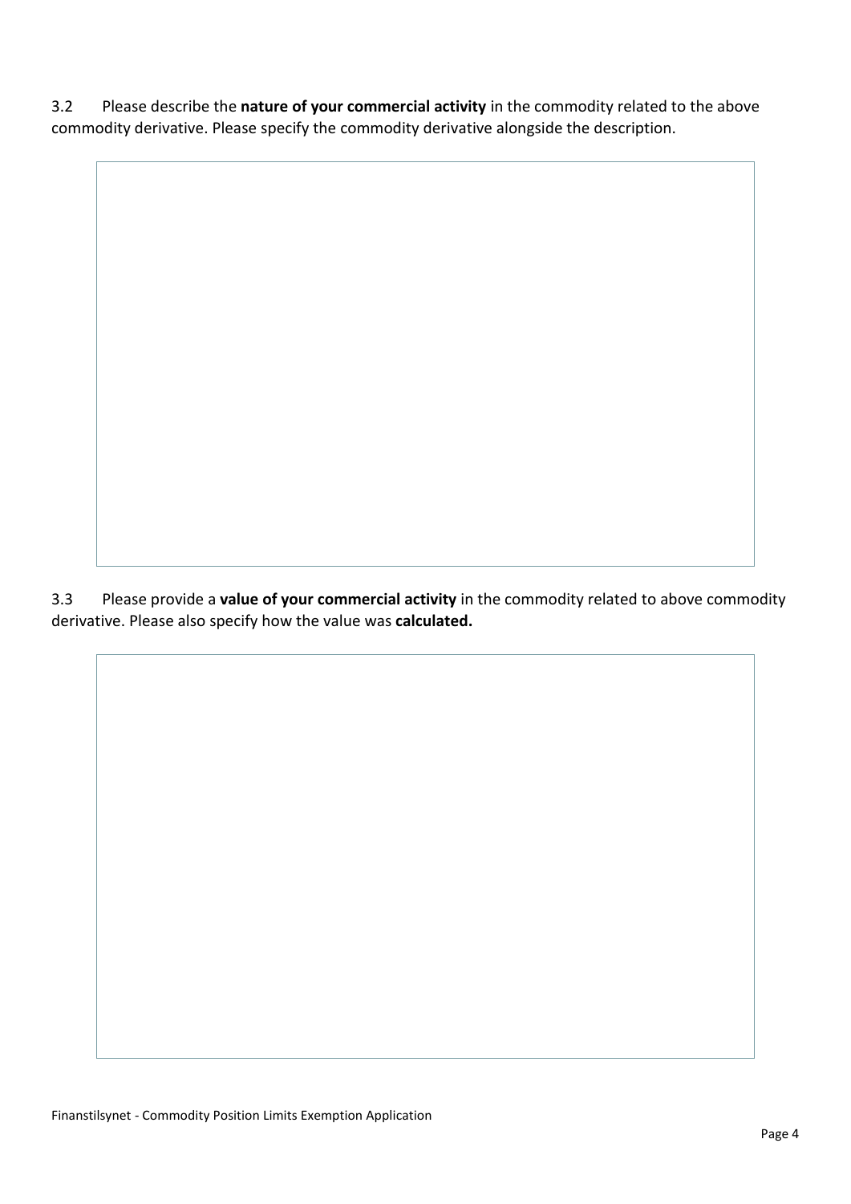3.2 Please describe the **nature of your commercial activity** in the commodity related to the above commodity derivative. Please specify the commodity derivative alongside the description.

|   |
|---|
|   |

3.3 Please provide a **value of your commercial activity** in the commodity related to above commodity derivative. Please also specify how the value was **calculated.**

|   |
|---|
|   |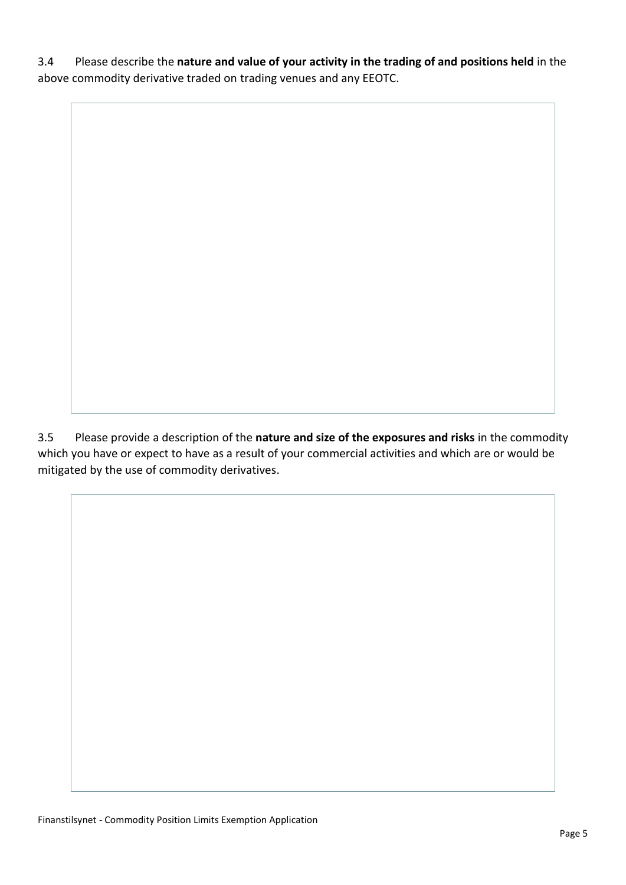3.4 Please describe the **nature and value of your activity in the trading of and positions held** in the above commodity derivative traded on trading venues and any EEOTC.

3.5 Please provide a description of the **nature and size of the exposures and risks** in the commodity which you have or expect to have as a result of your commercial activities and which are or would be mitigated by the use of commodity derivatives.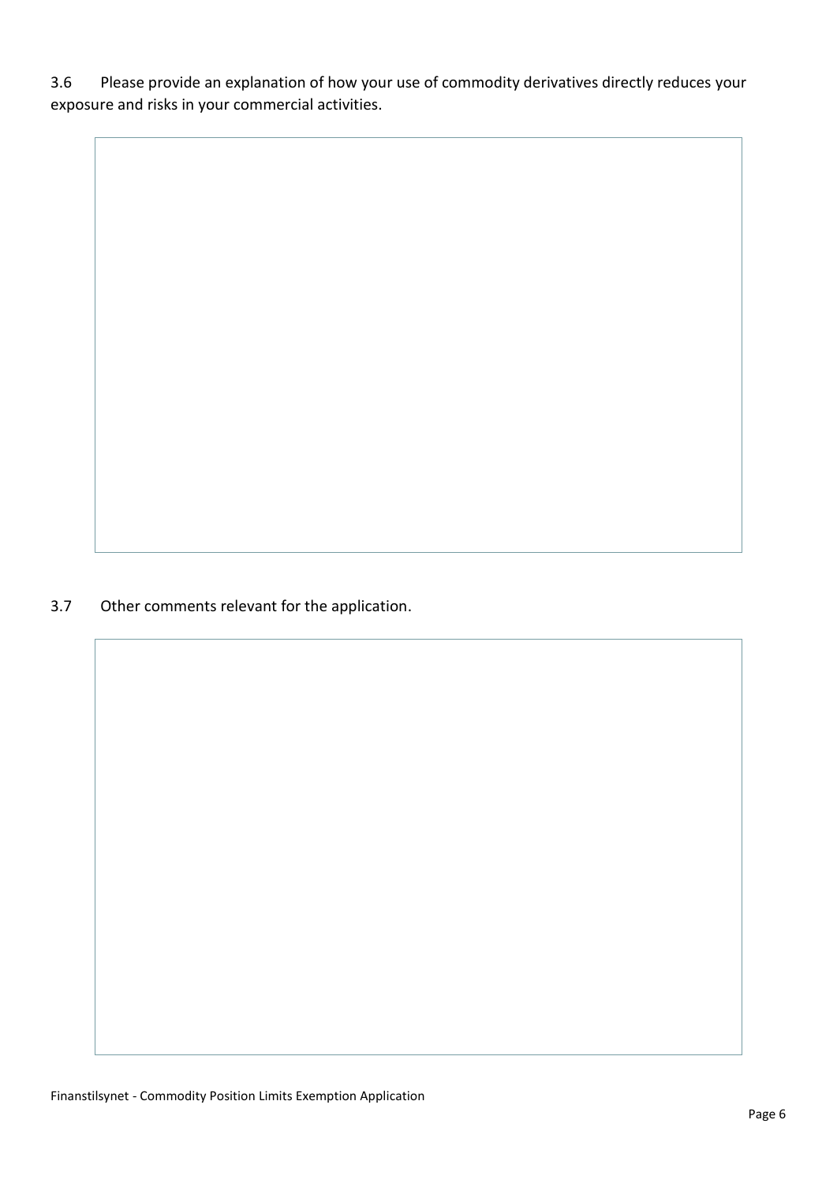3.6 Please provide an explanation of how your use of commodity derivatives directly reduces your exposure and risks in your commercial activities.

3.7 Other comments relevant for the application.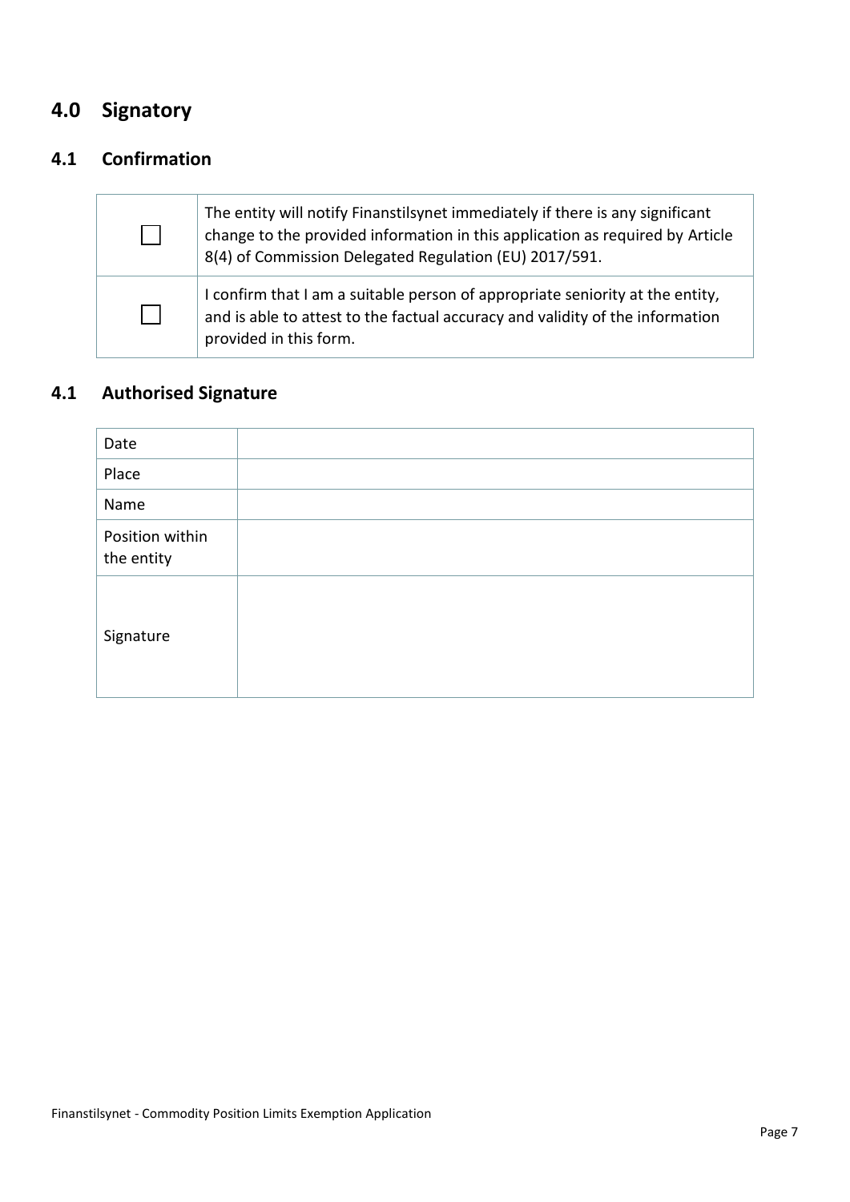# 4.0 Signatory

## 4.1 Confirmation

| | |
|---|---|
| ☐ | The entity will notify Finanstilsynet immediately if there is any significant change to the provided information in this application as required by Article 8(4) of Commission Delegated Regulation (EU) 2017/591. |
| ☐ | I confirm that I am a suitable person of appropriate seniority at the entity, and is able to attest to the factual accuracy and validity of the information provided in this form. |

## 4.1 Authorised Signature

| | |
|---|---|
| Date | |
| Place | |
| Name | |
| Position within the entity | |
| Signature | |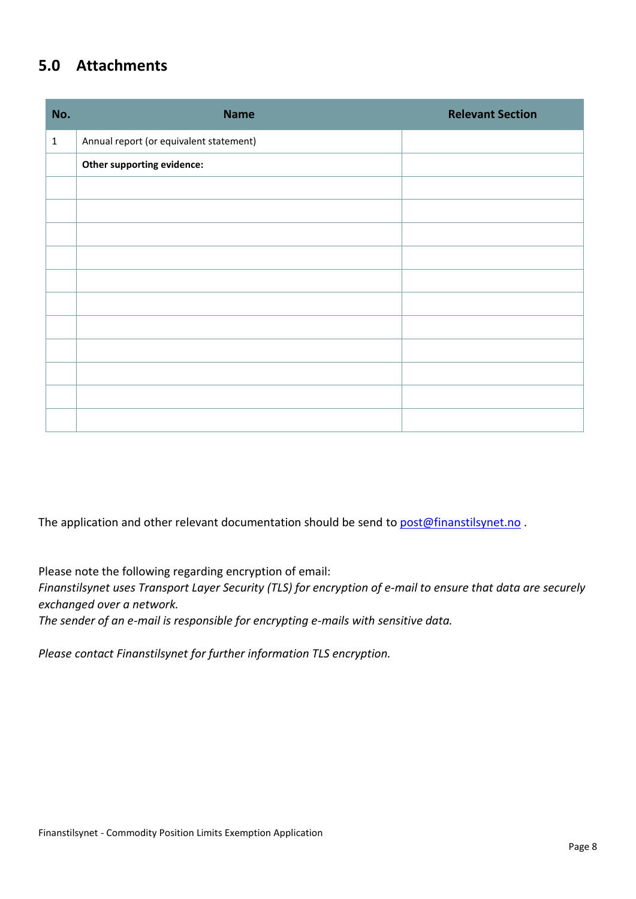## 5.0 Attachments

| No. | Name | Relevant Section |
|---|---|---|
| 1 | Annual report (or equivalent statement) | |
| | **Other supporting evidence:** | |
| | | |
| | | |
| | | |
| | | |
| | | |
| | | |
| | | |
| | | |
| | | |
| | | |
| | | |

The application and other relevant documentation should be send to post@finanstilsynet.no .

Please note the following regarding encryption of email:
*Finanstilsynet uses Transport Layer Security (TLS) for encryption of e-mail to ensure that data are securely exchanged over a network.*
*The sender of an e-mail is responsible for encrypting e-mails with sensitive data.*

*Please contact Finanstilsynet for further information TLS encryption.*